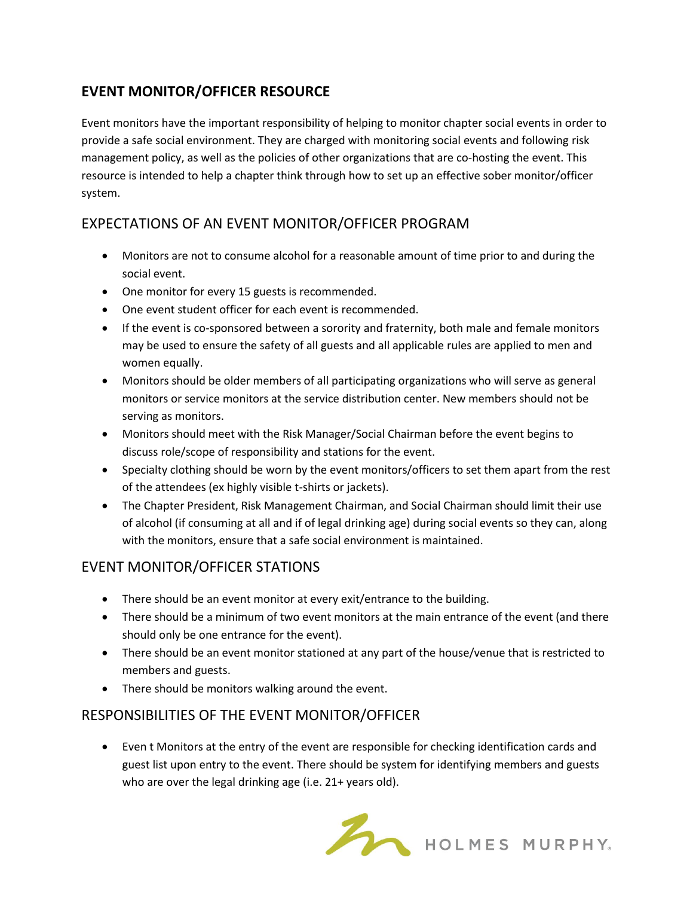# EVENT MONITOR/OFFICER RESOURCE

Event monitors have the important responsibility of helping to monitor chapter social events in order to provide a safe social environment. They are charged with monitoring social events and following risk management policy, as well as the policies of other organizations that are co-hosting the event. This resource is intended to help a chapter think through how to set up an effective sober monitor/officer system.

## EXPECTATIONS OF AN EVENT MONITOR/OFFICER PROGRAM

- Monitors are not to consume alcohol for a reasonable amount of time prior to and during the social event.
- One monitor for every 15 guests is recommended.
- One event student officer for each event is recommended.
- If the event is co-sponsored between a sorority and fraternity, both male and female monitors may be used to ensure the safety of all guests and all applicable rules are applied to men and women equally.
- Monitors should be older members of all participating organizations who will serve as general monitors or service monitors at the service distribution center. New members should not be serving as monitors.
- Monitors should meet with the Risk Manager/Social Chairman before the event begins to discuss role/scope of responsibility and stations for the event.
- Specialty clothing should be worn by the event monitors/officers to set them apart from the rest of the attendees (ex highly visible t-shirts or jackets).
- The Chapter President, Risk Management Chairman, and Social Chairman should limit their use of alcohol (if consuming at all and if of legal drinking age) during social events so they can, along with the monitors, ensure that a safe social environment is maintained.

## EVENT MONITOR/OFFICER STATIONS

- There should be an event monitor at every exit/entrance to the building.
- There should be a minimum of two event monitors at the main entrance of the event (and there should only be one entrance for the event).
- There should be an event monitor stationed at any part of the house/venue that is restricted to members and guests.
- There should be monitors walking around the event.

## RESPONSIBILITIES OF THE EVENT MONITOR/OFFICER

- Even t Monitors at the entry of the event are responsible for checking identification cards and guest list upon entry to the event. There should be system for identifying members and guests who are over the legal drinking age (i.e. 21+ years old).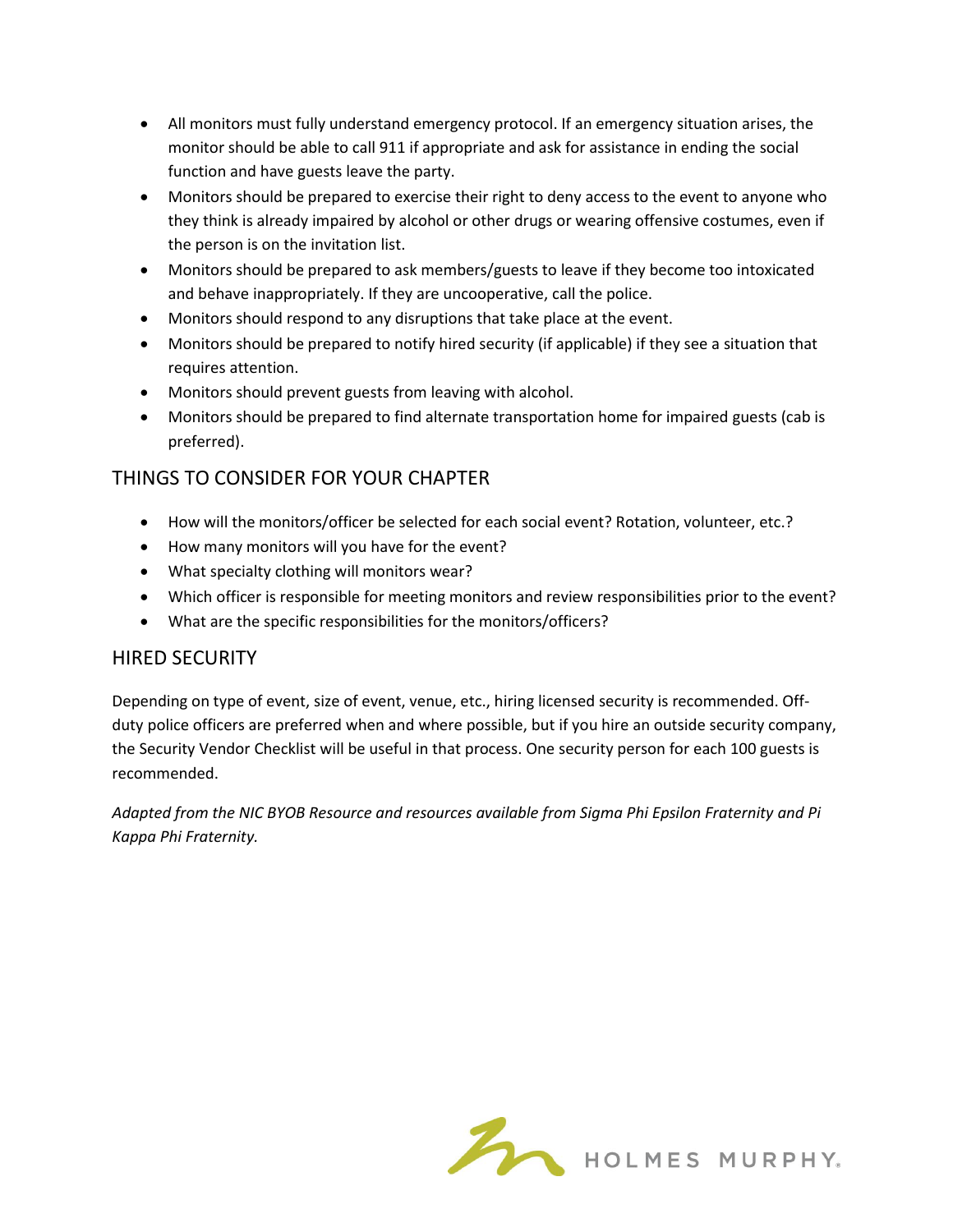- All monitors must fully understand emergency protocol. If an emergency situation arises, the monitor should be able to call 911 if appropriate and ask for assistance in ending the social function and have guests leave the party.
- Monitors should be prepared to exercise their right to deny access to the event to anyone who they think is already impaired by alcohol or other drugs or wearing offensive costumes, even if the person is on the invitation list.
- Monitors should be prepared to ask members/guests to leave if they become too intoxicated and behave inappropriately. If they are uncooperative, call the police.
- Monitors should respond to any disruptions that take place at the event.
- Monitors should be prepared to notify hired security (if applicable) if they see a situation that requires attention.
- Monitors should prevent guests from leaving with alcohol.
- Monitors should be prepared to find alternate transportation home for impaired guests (cab is preferred).

## THINGS TO CONSIDER FOR YOUR CHAPTER

- How will the monitors/officer be selected for each social event? Rotation, volunteer, etc.?
- How many monitors will you have for the event?
- What specialty clothing will monitors wear?
- Which officer is responsible for meeting monitors and review responsibilities prior to the event?
- What are the specific responsibilities for the monitors/officers?

## HIRED SECURITY

Depending on type of event, size of event, venue, etc., hiring licensed security is recommended. Off-duty police officers are preferred when and where possible, but if you hire an outside security company, the Security Vendor Checklist will be useful in that process. One security person for each 100 guests is recommended.

*Adapted from the NIC BYOB Resource and resources available from Sigma Phi Epsilon Fraternity and Pi Kappa Phi Fraternity.*